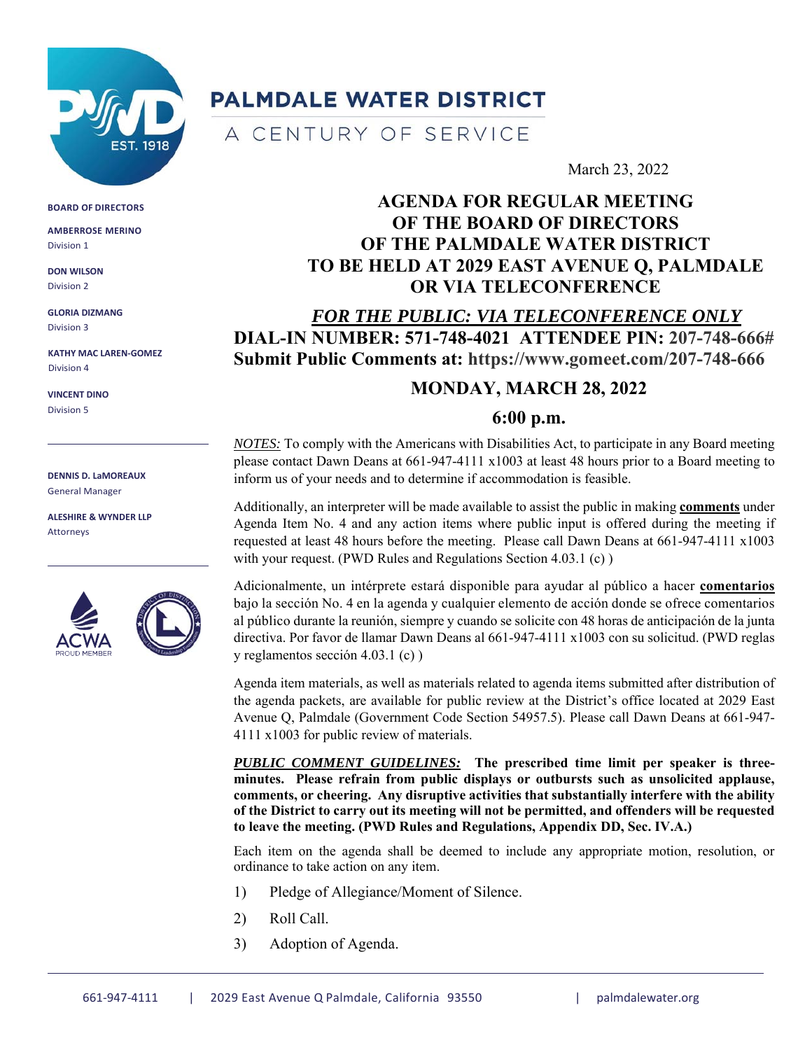# PALMDALE WATER DISTRICT

A CENTURY OF SERVICE

**BOARD OF DIRECTORS**

**AMBERROSE MERINO**
Division 1

**DON WILSON**
Division 2

**GLORIA DIZMANG**
Division 3

**KATHY MAC LAREN-GOMEZ**
Division 4

**VINCENT DINO**
Division 5

**DENNIS D. LaMOREAUX**
General Manager

**ALESHIRE & WYNDER LLP**
Attorneys

March 23, 2022

## AGENDA FOR REGULAR MEETING OF THE BOARD OF DIRECTORS OF THE PALMDALE WATER DISTRICT TO BE HELD AT 2029 EAST AVENUE Q, PALMDALE OR VIA TELECONFERENCE

***FOR THE PUBLIC: VIA TELECONFERENCE ONLY***

**DIAL-IN NUMBER: 571-748-4021 ATTENDEE PIN: 207-748-666#**

**Submit Public Comments at: https://www.gomeet.com/207-748-666**

## MONDAY, MARCH 28, 2022

## 6:00 p.m.

*NOTES:* To comply with the Americans with Disabilities Act, to participate in any Board meeting please contact Dawn Deans at 661-947-4111 x1003 at least 48 hours prior to a Board meeting to inform us of your needs and to determine if accommodation is feasible.

Additionally, an interpreter will be made available to assist the public in making **comments** under Agenda Item No. 4 and any action items where public input is offered during the meeting if requested at least 48 hours before the meeting. Please call Dawn Deans at 661-947-4111 x1003 with your request. (PWD Rules and Regulations Section 4.03.1 (c) )

Adicionalmente, un intérprete estará disponible para ayudar al público a hacer **comentarios** bajo la sección No. 4 en la agenda y cualquier elemento de acción donde se ofrece comentarios al público durante la reunión, siempre y cuando se solicite con 48 horas de anticipación de la junta directiva. Por favor de llamar Dawn Deans al 661-947-4111 x1003 con su solicitud. (PWD reglas y reglamentos sección 4.03.1 (c) )

Agenda item materials, as well as materials related to agenda items submitted after distribution of the agenda packets, are available for public review at the District's office located at 2029 East Avenue Q, Palmdale (Government Code Section 54957.5). Please call Dawn Deans at 661-947-4111 x1003 for public review of materials.

***PUBLIC COMMENT GUIDELINES:*** **The prescribed time limit per speaker is three-minutes. Please refrain from public displays or outbursts such as unsolicited applause, comments, or cheering. Any disruptive activities that substantially interfere with the ability of the District to carry out its meeting will not be permitted, and offenders will be requested to leave the meeting. (PWD Rules and Regulations, Appendix DD, Sec. IV.A.)**

Each item on the agenda shall be deemed to include any appropriate motion, resolution, or ordinance to take action on any item.

1) Pledge of Allegiance/Moment of Silence.
2) Roll Call.
3) Adoption of Agenda.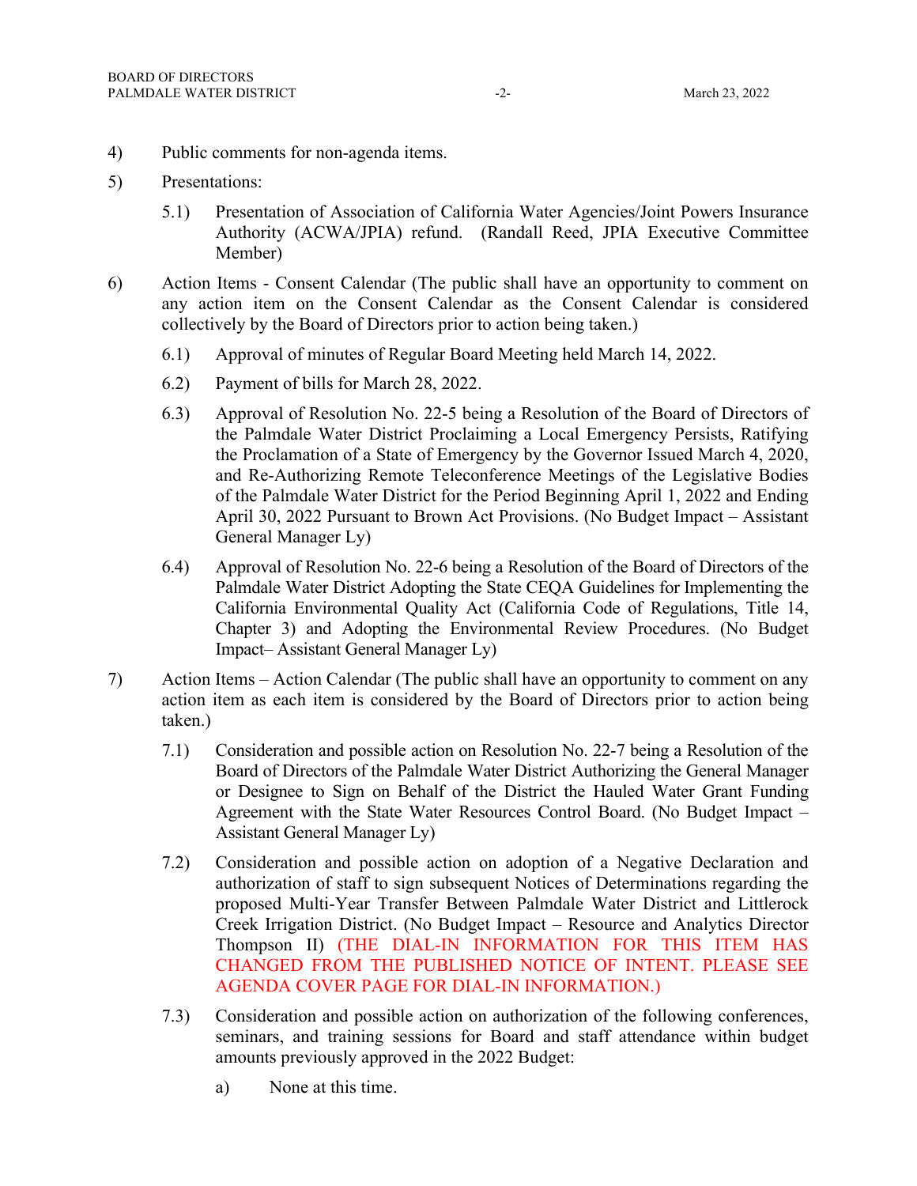4) Public comments for non-agenda items.

5) Presentations:

   5.1) Presentation of Association of California Water Agencies/Joint Powers Insurance Authority (ACWA/JPIA) refund. (Randall Reed, JPIA Executive Committee Member)

6) Action Items - Consent Calendar (The public shall have an opportunity to comment on any action item on the Consent Calendar as the Consent Calendar is considered collectively by the Board of Directors prior to action being taken.)

   6.1) Approval of minutes of Regular Board Meeting held March 14, 2022.

   6.2) Payment of bills for March 28, 2022.

   6.3) Approval of Resolution No. 22-5 being a Resolution of the Board of Directors of the Palmdale Water District Proclaiming a Local Emergency Persists, Ratifying the Proclamation of a State of Emergency by the Governor Issued March 4, 2020, and Re-Authorizing Remote Teleconference Meetings of the Legislative Bodies of the Palmdale Water District for the Period Beginning April 1, 2022 and Ending April 30, 2022 Pursuant to Brown Act Provisions. (No Budget Impact – Assistant General Manager Ly)

   6.4) Approval of Resolution No. 22-6 being a Resolution of the Board of Directors of the Palmdale Water District Adopting the State CEQA Guidelines for Implementing the California Environmental Quality Act (California Code of Regulations, Title 14, Chapter 3) and Adopting the Environmental Review Procedures. (No Budget Impact– Assistant General Manager Ly)

7) Action Items – Action Calendar (The public shall have an opportunity to comment on any action item as each item is considered by the Board of Directors prior to action being taken.)

   7.1) Consideration and possible action on Resolution No. 22-7 being a Resolution of the Board of Directors of the Palmdale Water District Authorizing the General Manager or Designee to Sign on Behalf of the District the Hauled Water Grant Funding Agreement with the State Water Resources Control Board. (No Budget Impact – Assistant General Manager Ly)

   7.2) Consideration and possible action on adoption of a Negative Declaration and authorization of staff to sign subsequent Notices of Determinations regarding the proposed Multi-Year Transfer Between Palmdale Water District and Littlerock Creek Irrigation District. (No Budget Impact – Resource and Analytics Director Thompson II) (THE DIAL-IN INFORMATION FOR THIS ITEM HAS CHANGED FROM THE PUBLISHED NOTICE OF INTENT. PLEASE SEE AGENDA COVER PAGE FOR DIAL-IN INFORMATION.)

   7.3) Consideration and possible action on authorization of the following conferences, seminars, and training sessions for Board and staff attendance within budget amounts previously approved in the 2022 Budget:

      a) None at this time.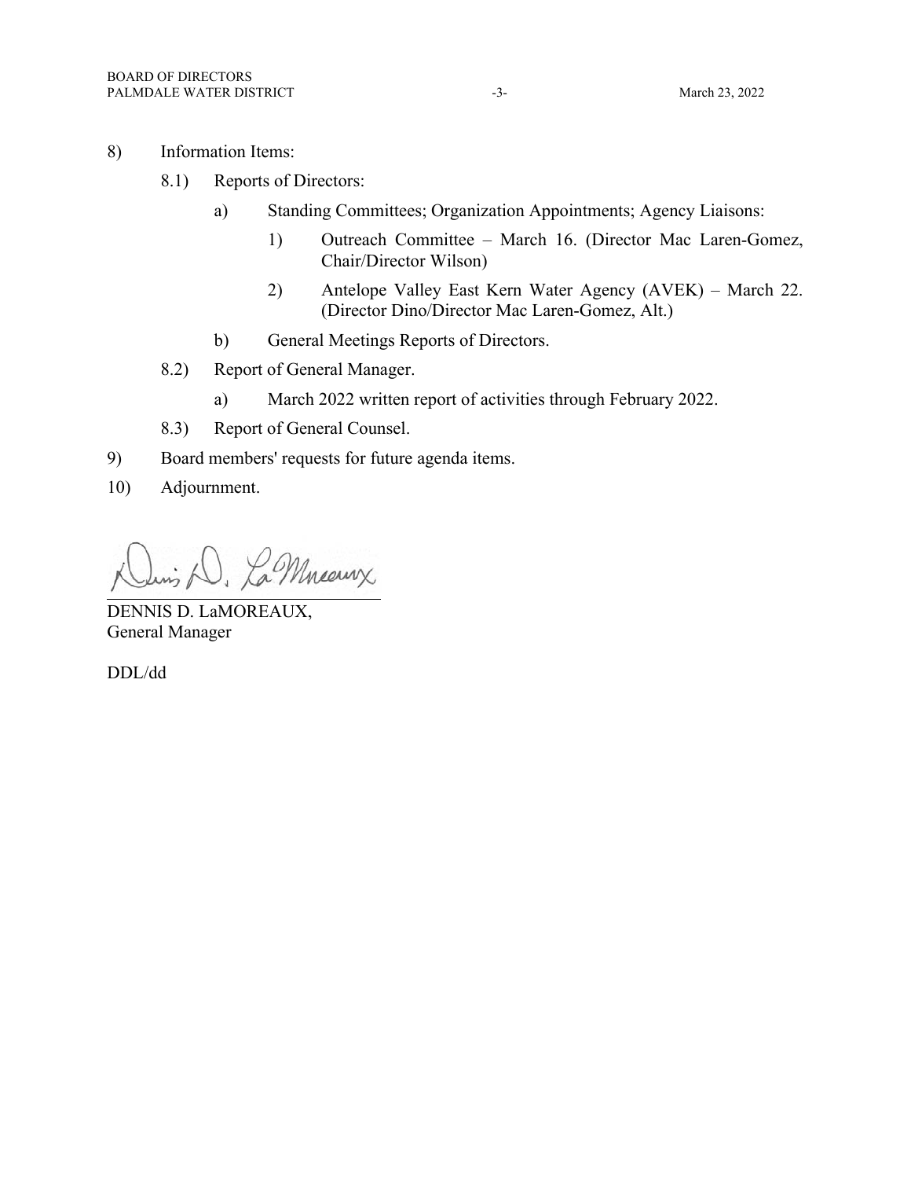8) Information Items:

   8.1) Reports of Directors:

      a) Standing Committees; Organization Appointments; Agency Liaisons:

         1) Outreach Committee – March 16. (Director Mac Laren-Gomez, Chair/Director Wilson)

         2) Antelope Valley East Kern Water Agency (AVEK) – March 22. (Director Dino/Director Mac Laren-Gomez, Alt.)

      b) General Meetings Reports of Directors.

   8.2) Report of General Manager.

      a) March 2022 written report of activities through February 2022.

   8.3) Report of General Counsel.

9) Board members' requests for future agenda items.

10) Adjournment.

DENNIS D. LaMOREAUX,
General Manager

DDL/dd